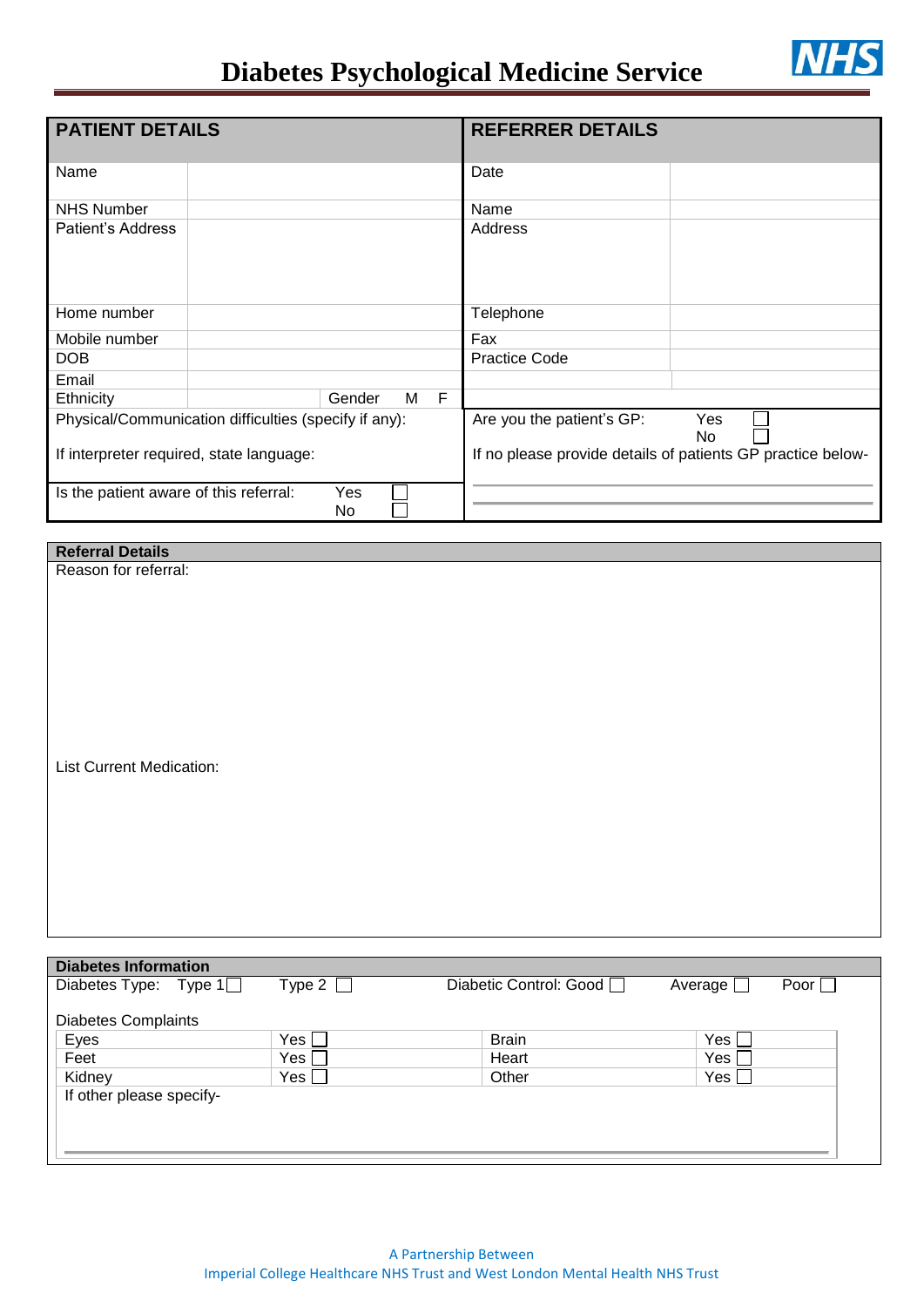# Diabetes Psychological Medicine Service

NHS

| PATIENT DETAILS | | REFERRER DETAILS | |
|---|---|---|---|
| Name | | Date | |
| NHS Number | | Name | |
| Patient's Address | | Address | |
| Home number | | Telephone | |
| Mobile number | | Fax | |
| DOB | | Practice Code | |
| Email | | | |
| Ethnicity | Gender M F | | |
| Physical/Communication difficulties (specify if any): | | Are you the patient's GP: Yes ☐ No ☐ | |
| If interpreter required, state language: | | If no please provide details of patients GP practice below- | |
| Is the patient aware of this referral: Yes ☐ No ☐ | | | |

## Referral Details

Reason for referral:

List Current Medication:

## Diabetes Information

Diabetes Type: Type 1 ☐ Type 2 ☐ Diabetic Control: Good ☐ Average ☐ Poor ☐

Diabetes Complaints

| | | | |
|---|---|---|---|
| Eyes | Yes ☐ | Brain | Yes ☐ |
| Feet | Yes ☐ | Heart | Yes ☐ |
| Kidney | Yes ☐ | Other | Yes ☐ |

If other please specify-

A Partnership Between
Imperial College Healthcare NHS Trust and West London Mental Health NHS Trust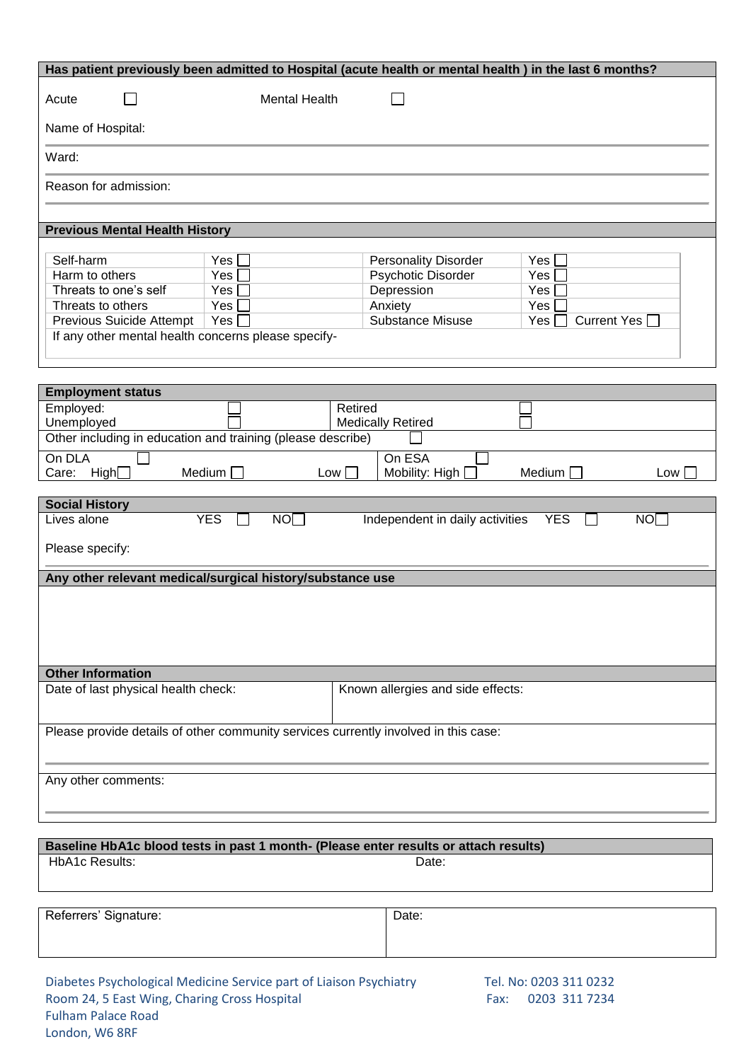**Has patient previously been admitted to Hospital (acute health or mental health ) in the last 6 months?**

Acute ☐ Mental Health ☐

Name of Hospital:

Ward:

Reason for admission:

**Previous Mental Health History**

| | | | |
|---|---|---|---|
| Self-harm | Yes ☐ | Personality Disorder | Yes ☐ |
| Harm to others | Yes ☐ | Psychotic Disorder | Yes ☐ |
| Threats to one's self | Yes ☐ | Depression | Yes ☐ |
| Threats to others | Yes ☐ | Anxiety | Yes ☐ |
| Previous Suicide Attempt | Yes ☐ | Substance Misuse | Yes ☐ Current Yes ☐ |

If any other mental health concerns please specify-

**Employment status**

| | | | |
|---|---|---|---|
| Employed: | ☐ | Retired | ☐ |
| Unemployed | ☐ | Medically Retired | ☐ |

Other including in education and training (please describe) ☐

| | |
|---|---|
| On DLA ☐ | On ESA ☐ |
| Care: High ☐ Medium ☐ Low ☐ | Mobility: High ☐ Medium ☐ Low ☐ |

**Social History**

Lives alone YES ☐ NO ☐ Independent in daily activities YES ☐ NO ☐

Please specify:

**Any other relevant medical/surgical history/substance use**

**Other Information**

| | |
|---|---|
| Date of last physical health check: | Known allergies and side effects: |

Please provide details of other community services currently involved in this case:

Any other comments:

**Baseline HbA1c blood tests in past 1 month- (Please enter results or attach results)**

HbA1c Results: Date:

| | |
|---|---|
| Referrers' Signature: | Date: |

Diabetes Psychological Medicine Service part of Liaison Psychiatry
Room 24, 5 East Wing, Charing Cross Hospital
Fulham Palace Road
London, W6 8RF

Tel. No: 0203 311 0232
Fax: 0203 311 7234